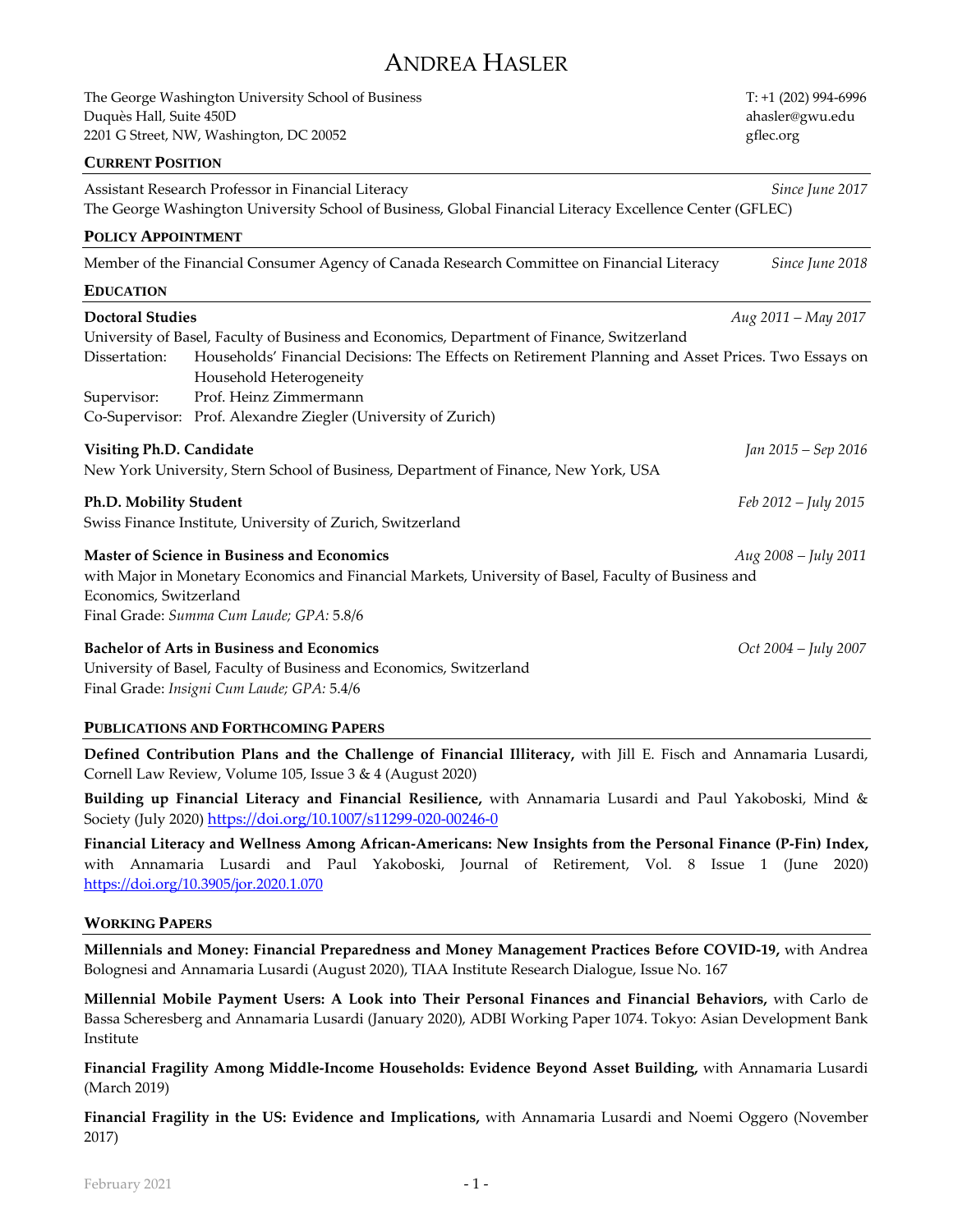# Andrea Hasler

The George Washington University School of Business
Duquès Hall, Suite 450D
2201 G Street, NW, Washington, DC 20052

T: +1 (202) 994-6996
ahasler@gwu.edu
gflec.org

## Current Position

Assistant Research Professor in Financial Literacy — *Since June 2017*
The George Washington University School of Business, Global Financial Literacy Excellence Center (GFLEC)

## Policy Appointment

Member of the Financial Consumer Agency of Canada Research Committee on Financial Literacy — *Since June 2018*

## Education

**Doctoral Studies** — *Aug 2011 – May 2017*
University of Basel, Faculty of Business and Economics, Department of Finance, Switzerland
Dissertation: Households' Financial Decisions: The Effects on Retirement Planning and Asset Prices. Two Essays on Household Heterogeneity
Supervisor: Prof. Heinz Zimmermann
Co-Supervisor: Prof. Alexandre Ziegler (University of Zurich)

**Visiting Ph.D. Candidate** — *Jan 2015 – Sep 2016*
New York University, Stern School of Business, Department of Finance, New York, USA

**Ph.D. Mobility Student** — *Feb 2012 – July 2015*
Swiss Finance Institute, University of Zurich, Switzerland

**Master of Science in Business and Economics** — *Aug 2008 – July 2011*
with Major in Monetary Economics and Financial Markets, University of Basel, Faculty of Business and Economics, Switzerland
Final Grade: *Summa Cum Laude; GPA:* 5.8/6

**Bachelor of Arts in Business and Economics** — *Oct 2004 – July 2007*
University of Basel, Faculty of Business and Economics, Switzerland
Final Grade: *Insigni Cum Laude; GPA:* 5.4/6

## Publications and Forthcoming Papers

**Defined Contribution Plans and the Challenge of Financial Illiteracy,** with Jill E. Fisch and Annamaria Lusardi, Cornell Law Review, Volume 105, Issue 3 & 4 (August 2020)

**Building up Financial Literacy and Financial Resilience,** with Annamaria Lusardi and Paul Yakoboski, Mind & Society (July 2020) https://doi.org/10.1007/s11299-020-00246-0

**Financial Literacy and Wellness Among African-Americans: New Insights from the Personal Finance (P-Fin) Index,** with Annamaria Lusardi and Paul Yakoboski, Journal of Retirement, Vol. 8 Issue 1 (June 2020) https://doi.org/10.3905/jor.2020.1.070

## Working Papers

**Millennials and Money: Financial Preparedness and Money Management Practices Before COVID-19,** with Andrea Bolognesi and Annamaria Lusardi (August 2020), TIAA Institute Research Dialogue, Issue No. 167

**Millennial Mobile Payment Users: A Look into Their Personal Finances and Financial Behaviors,** with Carlo de Bassa Scheresberg and Annamaria Lusardi (January 2020), ADBI Working Paper 1074. Tokyo: Asian Development Bank Institute

**Financial Fragility Among Middle-Income Households: Evidence Beyond Asset Building,** with Annamaria Lusardi (March 2019)

**Financial Fragility in the US: Evidence and Implications,** with Annamaria Lusardi and Noemi Oggero (November 2017)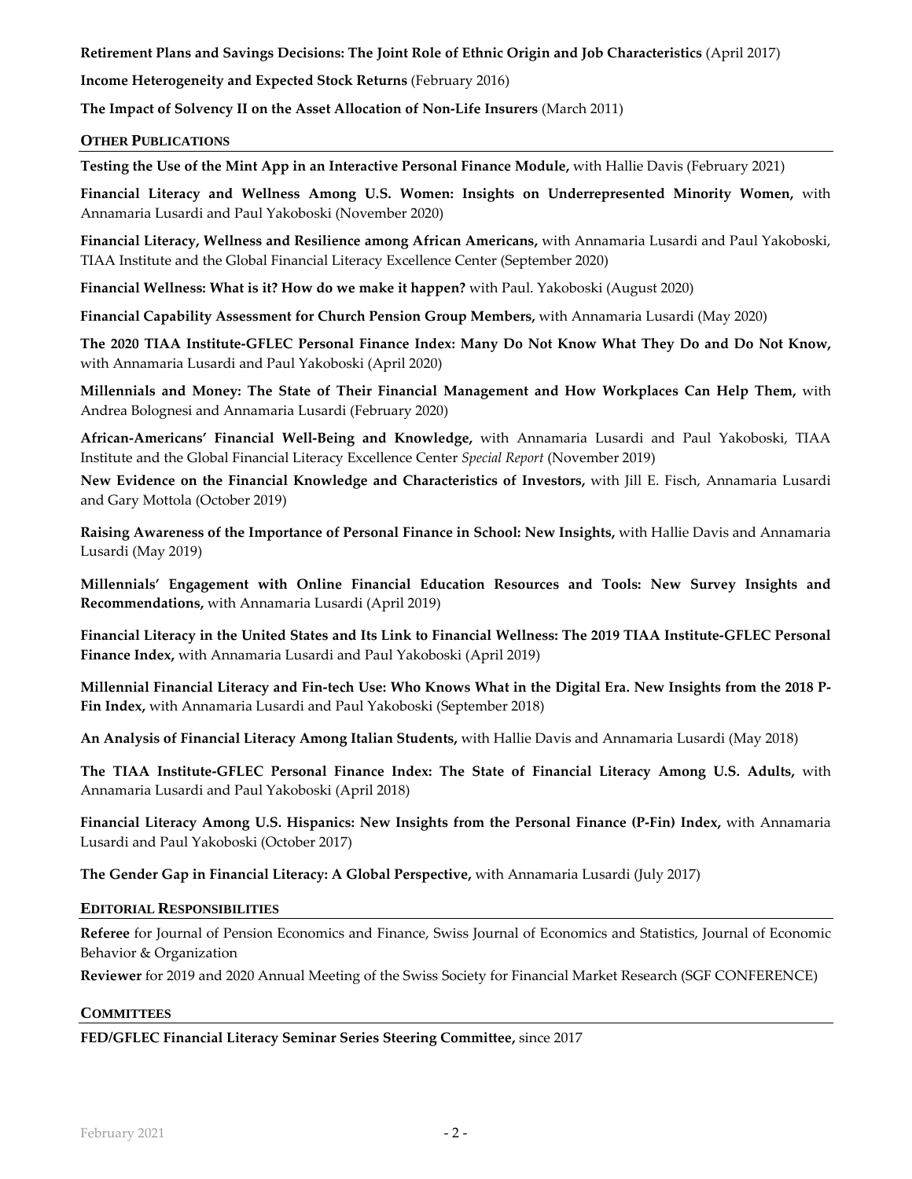**Retirement Plans and Savings Decisions: The Joint Role of Ethnic Origin and Job Characteristics** (April 2017)

**Income Heterogeneity and Expected Stock Returns** (February 2016)

**The Impact of Solvency II on the Asset Allocation of Non-Life Insurers** (March 2011)

## OTHER PUBLICATIONS

**Testing the Use of the Mint App in an Interactive Personal Finance Module,** with Hallie Davis (February 2021)

**Financial Literacy and Wellness Among U.S. Women: Insights on Underrepresented Minority Women,** with Annamaria Lusardi and Paul Yakoboski (November 2020)

**Financial Literacy, Wellness and Resilience among African Americans,** with Annamaria Lusardi and Paul Yakoboski, TIAA Institute and the Global Financial Literacy Excellence Center (September 2020)

**Financial Wellness: What is it? How do we make it happen?** with Paul. Yakoboski (August 2020)

**Financial Capability Assessment for Church Pension Group Members,** with Annamaria Lusardi (May 2020)

**The 2020 TIAA Institute-GFLEC Personal Finance Index: Many Do Not Know What They Do and Do Not Know,** with Annamaria Lusardi and Paul Yakoboski (April 2020)

**Millennials and Money: The State of Their Financial Management and How Workplaces Can Help Them,** with Andrea Bolognesi and Annamaria Lusardi (February 2020)

**African-Americans' Financial Well-Being and Knowledge,** with Annamaria Lusardi and Paul Yakoboski, TIAA Institute and the Global Financial Literacy Excellence Center *Special Report* (November 2019)

**New Evidence on the Financial Knowledge and Characteristics of Investors,** with Jill E. Fisch, Annamaria Lusardi and Gary Mottola (October 2019)

**Raising Awareness of the Importance of Personal Finance in School: New Insights,** with Hallie Davis and Annamaria Lusardi (May 2019)

**Millennials' Engagement with Online Financial Education Resources and Tools: New Survey Insights and Recommendations,** with Annamaria Lusardi (April 2019)

**Financial Literacy in the United States and Its Link to Financial Wellness: The 2019 TIAA Institute-GFLEC Personal Finance Index,** with Annamaria Lusardi and Paul Yakoboski (April 2019)

**Millennial Financial Literacy and Fin-tech Use: Who Knows What in the Digital Era. New Insights from the 2018 P-Fin Index,** with Annamaria Lusardi and Paul Yakoboski (September 2018)

**An Analysis of Financial Literacy Among Italian Students,** with Hallie Davis and Annamaria Lusardi (May 2018)

**The TIAA Institute-GFLEC Personal Finance Index: The State of Financial Literacy Among U.S. Adults,** with Annamaria Lusardi and Paul Yakoboski (April 2018)

**Financial Literacy Among U.S. Hispanics: New Insights from the Personal Finance (P-Fin) Index,** with Annamaria Lusardi and Paul Yakoboski (October 2017)

**The Gender Gap in Financial Literacy: A Global Perspective,** with Annamaria Lusardi (July 2017)

## EDITORIAL RESPONSIBILITIES

**Referee** for Journal of Pension Economics and Finance, Swiss Journal of Economics and Statistics, Journal of Economic Behavior & Organization

**Reviewer** for 2019 and 2020 Annual Meeting of the Swiss Society for Financial Market Research (SGF CONFERENCE)

## COMMITTEES

**FED/GFLEC Financial Literacy Seminar Series Steering Committee,** since 2017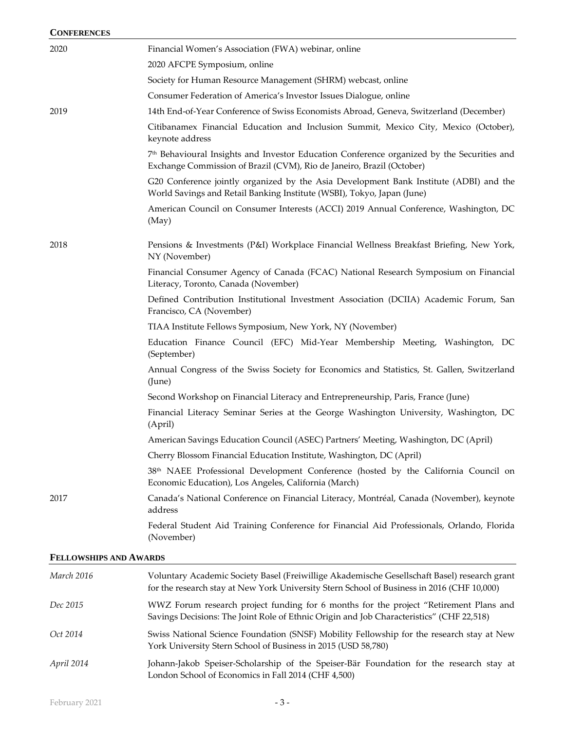## CONFERENCES

| | |
|---|---|
| 2020 | Financial Women's Association (FWA) webinar, online |
| | 2020 AFCPE Symposium, online |
| | Society for Human Resource Management (SHRM) webcast, online |
| | Consumer Federation of America's Investor Issues Dialogue, online |
| 2019 | 14th End-of-Year Conference of Swiss Economists Abroad, Geneva, Switzerland (December) |
| | Citibanamex Financial Education and Inclusion Summit, Mexico City, Mexico (October), keynote address |
| | 7th Behavioural Insights and Investor Education Conference organized by the Securities and Exchange Commission of Brazil (CVM), Rio de Janeiro, Brazil (October) |
| | G20 Conference jointly organized by the Asia Development Bank Institute (ADBI) and the World Savings and Retail Banking Institute (WSBI), Tokyo, Japan (June) |
| | American Council on Consumer Interests (ACCI) 2019 Annual Conference, Washington, DC (May) |
| 2018 | Pensions & Investments (P&I) Workplace Financial Wellness Breakfast Briefing, New York, NY (November) |
| | Financial Consumer Agency of Canada (FCAC) National Research Symposium on Financial Literacy, Toronto, Canada (November) |
| | Defined Contribution Institutional Investment Association (DCIIA) Academic Forum, San Francisco, CA (November) |
| | TIAA Institute Fellows Symposium, New York, NY (November) |
| | Education Finance Council (EFC) Mid-Year Membership Meeting, Washington, DC (September) |
| | Annual Congress of the Swiss Society for Economics and Statistics, St. Gallen, Switzerland (June) |
| | Second Workshop on Financial Literacy and Entrepreneurship, Paris, France (June) |
| | Financial Literacy Seminar Series at the George Washington University, Washington, DC (April) |
| | American Savings Education Council (ASEC) Partners' Meeting, Washington, DC (April) |
| | Cherry Blossom Financial Education Institute, Washington, DC (April) |
| | 38th NAEE Professional Development Conference (hosted by the California Council on Economic Education), Los Angeles, California (March) |
| 2017 | Canada's National Conference on Financial Literacy, Montréal, Canada (November), keynote address |
| | Federal Student Aid Training Conference for Financial Aid Professionals, Orlando, Florida (November) |

## FELLOWSHIPS AND AWARDS

| | |
|---|---|
| *March 2016* | Voluntary Academic Society Basel (Freiwillige Akademische Gesellschaft Basel) research grant for the research stay at New York University Stern School of Business in 2016 (CHF 10,000) |
| *Dec 2015* | WWZ Forum research project funding for 6 months for the project "Retirement Plans and Savings Decisions: The Joint Role of Ethnic Origin and Job Characteristics" (CHF 22,518) |
| *Oct 2014* | Swiss National Science Foundation (SNSF) Mobility Fellowship for the research stay at New York University Stern School of Business in 2015 (USD 58,780) |
| *April 2014* | Johann-Jakob Speiser-Scholarship of the Speiser-Bär Foundation for the research stay at London School of Economics in Fall 2014 (CHF 4,500) |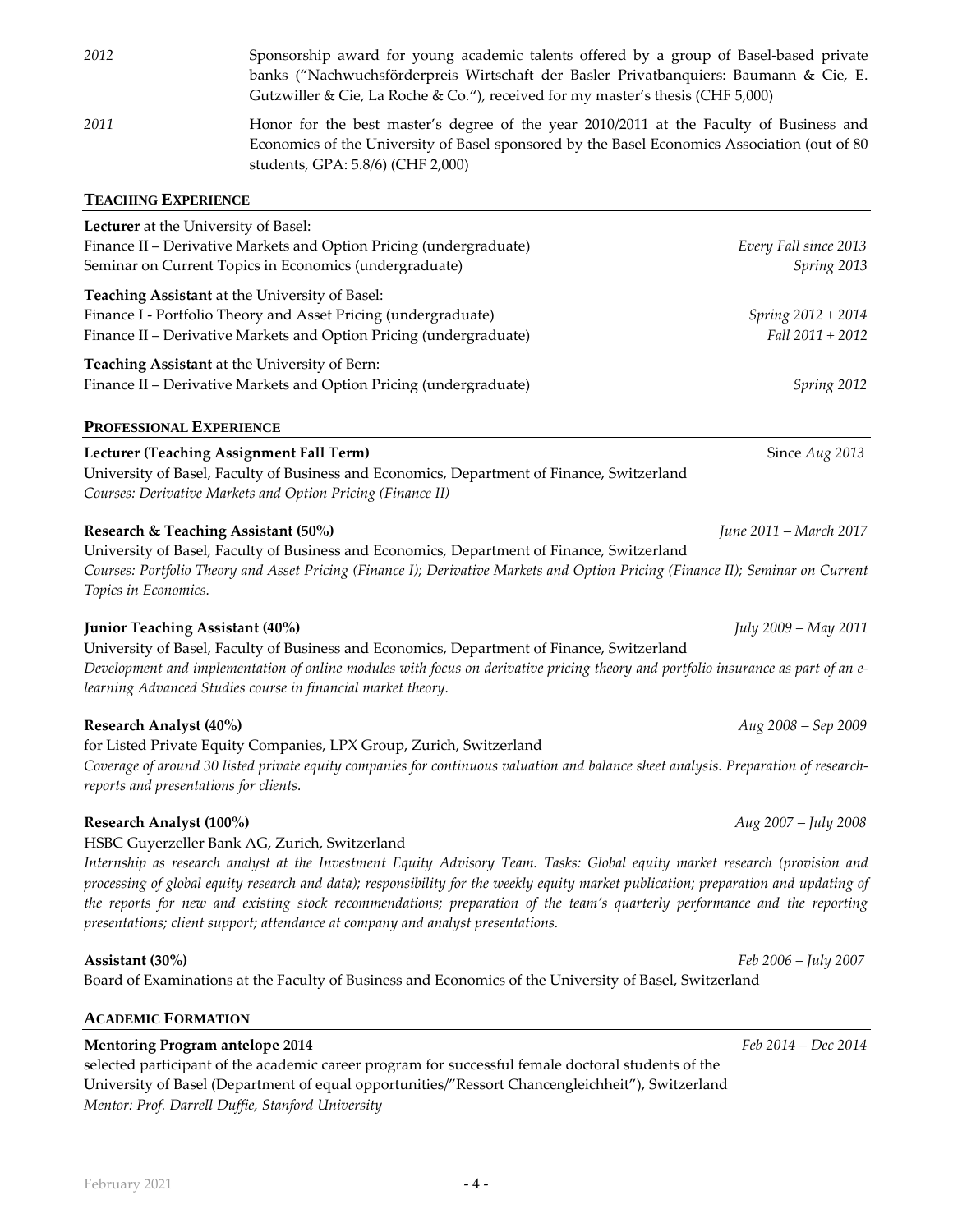*2012* Sponsorship award for young academic talents offered by a group of Basel-based private banks ("Nachwuchsförderpreis Wirtschaft der Basler Privatbanquiers: Baumann & Cie, E. Gutzwiller & Cie, La Roche & Co."), received for my master's thesis (CHF 5,000)

*2011* Honor for the best master's degree of the year 2010/2011 at the Faculty of Business and Economics of the University of Basel sponsored by the Basel Economics Association (out of 80 students, GPA: 5.8/6) (CHF 2,000)

## TEACHING EXPERIENCE

**Lecturer** at the University of Basel:
Finance II – Derivative Markets and Option Pricing (undergraduate) — *Every Fall since 2013*
Seminar on Current Topics in Economics (undergraduate) — *Spring 2013*

**Teaching Assistant** at the University of Basel:
Finance I - Portfolio Theory and Asset Pricing (undergraduate) — *Spring 2012 + 2014*
Finance II – Derivative Markets and Option Pricing (undergraduate) — *Fall 2011 + 2012*

**Teaching Assistant** at the University of Bern:
Finance II – Derivative Markets and Option Pricing (undergraduate) — *Spring 2012*

## PROFESSIONAL EXPERIENCE

**Lecturer (Teaching Assignment Fall Term)** — Since *Aug 2013*
University of Basel, Faculty of Business and Economics, Department of Finance, Switzerland
*Courses: Derivative Markets and Option Pricing (Finance II)*

**Research & Teaching Assistant (50%)** — *June 2011 – March 2017*
University of Basel, Faculty of Business and Economics, Department of Finance, Switzerland
*Courses: Portfolio Theory and Asset Pricing (Finance I); Derivative Markets and Option Pricing (Finance II); Seminar on Current Topics in Economics.*

**Junior Teaching Assistant (40%)** — *July 2009 – May 2011*
University of Basel, Faculty of Business and Economics, Department of Finance, Switzerland
*Development and implementation of online modules with focus on derivative pricing theory and portfolio insurance as part of an e-learning Advanced Studies course in financial market theory.*

**Research Analyst (40%)** — *Aug 2008 – Sep 2009*
for Listed Private Equity Companies, LPX Group, Zurich, Switzerland
*Coverage of around 30 listed private equity companies for continuous valuation and balance sheet analysis. Preparation of research-reports and presentations for clients.*

**Research Analyst (100%)** — *Aug 2007 – July 2008*
HSBC Guyerzeller Bank AG, Zurich, Switzerland
*Internship as research analyst at the Investment Equity Advisory Team. Tasks: Global equity market research (provision and processing of global equity research and data); responsibility for the weekly equity market publication; preparation and updating of the reports for new and existing stock recommendations; preparation of the team's quarterly performance and the reporting presentations; client support; attendance at company and analyst presentations.*

**Assistant (30%)** — *Feb 2006 – July 2007*
Board of Examinations at the Faculty of Business and Economics of the University of Basel, Switzerland

## ACADEMIC FORMATION

**Mentoring Program antelope 2014** — *Feb 2014 – Dec 2014*
selected participant of the academic career program for successful female doctoral students of the University of Basel (Department of equal opportunities/"Ressort Chancengleichheit"), Switzerland
*Mentor: Prof. Darrell Duffie, Stanford University*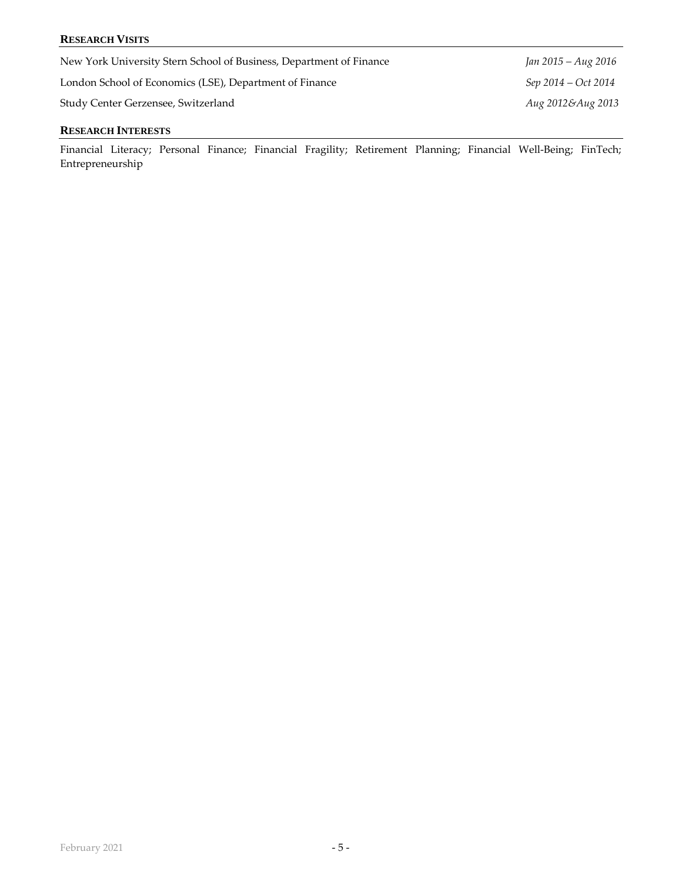## RESEARCH VISITS

New York University Stern School of Business, Department of Finance *Jan 2015 – Aug 2016*

London School of Economics (LSE), Department of Finance *Sep 2014 – Oct 2014*

Study Center Gerzensee, Switzerland *Aug 2012&Aug 2013*

## RESEARCH INTERESTS

Financial Literacy; Personal Finance; Financial Fragility; Retirement Planning; Financial Well-Being; FinTech; Entrepreneurship